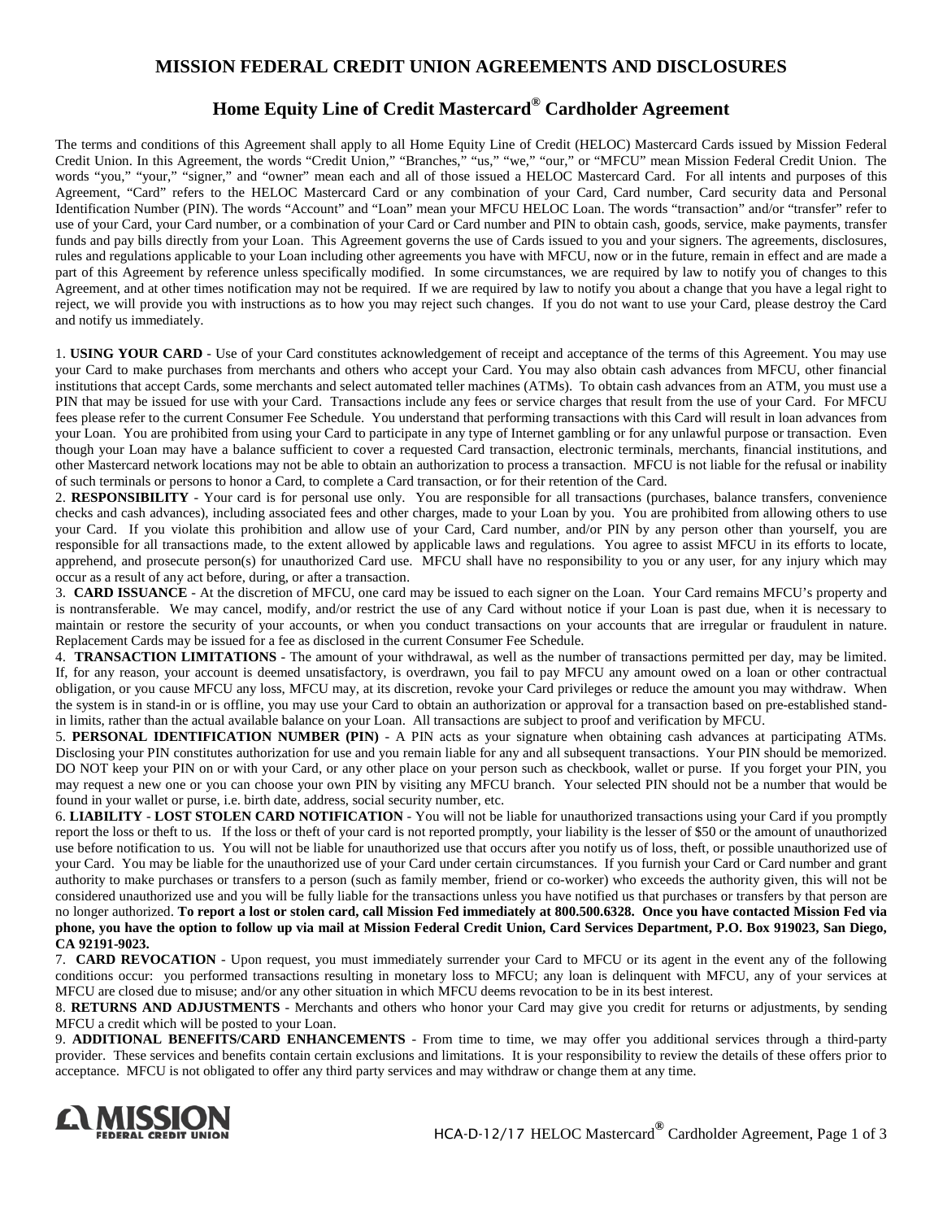# MISSION FEDERAL CREDIT UNION AGREEMENTS AND DISCLOSURES

## Home Equity Line of Credit Mastercard® Cardholder Agreement

The terms and conditions of this Agreement shall apply to all Home Equity Line of Credit (HELOC) Mastercard Cards issued by Mission Federal Credit Union. In this Agreement, the words "Credit Union," "Branches," "us," "we," "our," or "MFCU" mean Mission Federal Credit Union. The words "you," "your," "signer," and "owner" mean each and all of those issued a HELOC Mastercard Card. For all intents and purposes of this Agreement, "Card" refers to the HELOC Mastercard Card or any combination of your Card, Card number, Card security data and Personal Identification Number (PIN). The words "Account" and "Loan" mean your MFCU HELOC Loan. The words "transaction" and/or "transfer" refer to use of your Card, your Card number, or a combination of your Card or Card number and PIN to obtain cash, goods, service, make payments, transfer funds and pay bills directly from your Loan. This Agreement governs the use of Cards issued to you and your signers. The agreements, disclosures, rules and regulations applicable to your Loan including other agreements you have with MFCU, now or in the future, remain in effect and are made a part of this Agreement by reference unless specifically modified. In some circumstances, we are required by law to notify you of changes to this Agreement, and at other times notification may not be required. If we are required by law to notify you about a change that you have a legal right to reject, we will provide you with instructions as to how you may reject such changes. If you do not want to use your Card, please destroy the Card and notify us immediately.

1. **USING YOUR CARD** - Use of your Card constitutes acknowledgement of receipt and acceptance of the terms of this Agreement. You may use your Card to make purchases from merchants and others who accept your Card. You may also obtain cash advances from MFCU, other financial institutions that accept Cards, some merchants and select automated teller machines (ATMs). To obtain cash advances from an ATM, you must use a PIN that may be issued for use with your Card. Transactions include any fees or service charges that result from the use of your Card. For MFCU fees please refer to the current Consumer Fee Schedule. You understand that performing transactions with this Card will result in loan advances from your Loan. You are prohibited from using your Card to participate in any type of Internet gambling or for any unlawful purpose or transaction. Even though your Loan may have a balance sufficient to cover a requested Card transaction, electronic terminals, merchants, financial institutions, and other Mastercard network locations may not be able to obtain an authorization to process a transaction. MFCU is not liable for the refusal or inability of such terminals or persons to honor a Card, to complete a Card transaction, or for their retention of the Card.

2. **RESPONSIBILITY** - Your card is for personal use only. You are responsible for all transactions (purchases, balance transfers, convenience checks and cash advances), including associated fees and other charges, made to your Loan by you. You are prohibited from allowing others to use your Card. If you violate this prohibition and allow use of your Card, Card number, and/or PIN by any person other than yourself, you are responsible for all transactions made, to the extent allowed by applicable laws and regulations. You agree to assist MFCU in its efforts to locate, apprehend, and prosecute person(s) for unauthorized Card use. MFCU shall have no responsibility to you or any user, for any injury which may occur as a result of any act before, during, or after a transaction.

3. **CARD ISSUANCE** - At the discretion of MFCU, one card may be issued to each signer on the Loan. Your Card remains MFCU's property and is nontransferable. We may cancel, modify, and/or restrict the use of any Card without notice if your Loan is past due, when it is necessary to maintain or restore the security of your accounts, or when you conduct transactions on your accounts that are irregular or fraudulent in nature. Replacement Cards may be issued for a fee as disclosed in the current Consumer Fee Schedule.

4. **TRANSACTION LIMITATIONS** - The amount of your withdrawal, as well as the number of transactions permitted per day, may be limited. If, for any reason, your account is deemed unsatisfactory, is overdrawn, you fail to pay MFCU any amount owed on a loan or other contractual obligation, or you cause MFCU any loss, MFCU may, at its discretion, revoke your Card privileges or reduce the amount you may withdraw. When the system is in stand-in or is offline, you may use your Card to obtain an authorization or approval for a transaction based on pre-established stand-in limits, rather than the actual available balance on your Loan. All transactions are subject to proof and verification by MFCU.

5. **PERSONAL IDENTIFICATION NUMBER (PIN)** - A PIN acts as your signature when obtaining cash advances at participating ATMs. Disclosing your PIN constitutes authorization for use and you remain liable for any and all subsequent transactions. Your PIN should be memorized. DO NOT keep your PIN on or with your Card, or any other place on your person such as checkbook, wallet or purse. If you forget your PIN, you may request a new one or you can choose your own PIN by visiting any MFCU branch. Your selected PIN should not be a number that would be found in your wallet or purse, i.e. birth date, address, social security number, etc.

6. **LIABILITY - LOST STOLEN CARD NOTIFICATION** - You will not be liable for unauthorized transactions using your Card if you promptly report the loss or theft to us. If the loss or theft of your card is not reported promptly, your liability is the lesser of $50 or the amount of unauthorized use before notification to us. You will not be liable for unauthorized use that occurs after you notify us of loss, theft, or possible unauthorized use of your Card. You may be liable for the unauthorized use of your Card under certain circumstances. If you furnish your Card or Card number and grant authority to make purchases or transfers to a person (such as family member, friend or co-worker) who exceeds the authority given, this will not be considered unauthorized use and you will be fully liable for the transactions unless you have notified us that purchases or transfers by that person are no longer authorized. **To report a lost or stolen card, call Mission Fed immediately at 800.500.6328. Once you have contacted Mission Fed via phone, you have the option to follow up via mail at Mission Federal Credit Union, Card Services Department, P.O. Box 919023, San Diego, CA 92191-9023.**

7. **CARD REVOCATION** - Upon request, you must immediately surrender your Card to MFCU or its agent in the event any of the following conditions occur: you performed transactions resulting in monetary loss to MFCU; any loan is delinquent with MFCU, any of your services at MFCU are closed due to misuse; and/or any other situation in which MFCU deems revocation to be in its best interest.

8. **RETURNS AND ADJUSTMENTS** - Merchants and others who honor your Card may give you credit for returns or adjustments, by sending MFCU a credit which will be posted to your Loan.

9. **ADDITIONAL BENEFITS/CARD ENHANCEMENTS** - From time to time, we may offer you additional services through a third-party provider. These services and benefits contain certain exclusions and limitations. It is your responsibility to review the details of these offers prior to acceptance. MFCU is not obligated to offer any third party services and may withdraw or change them at any time.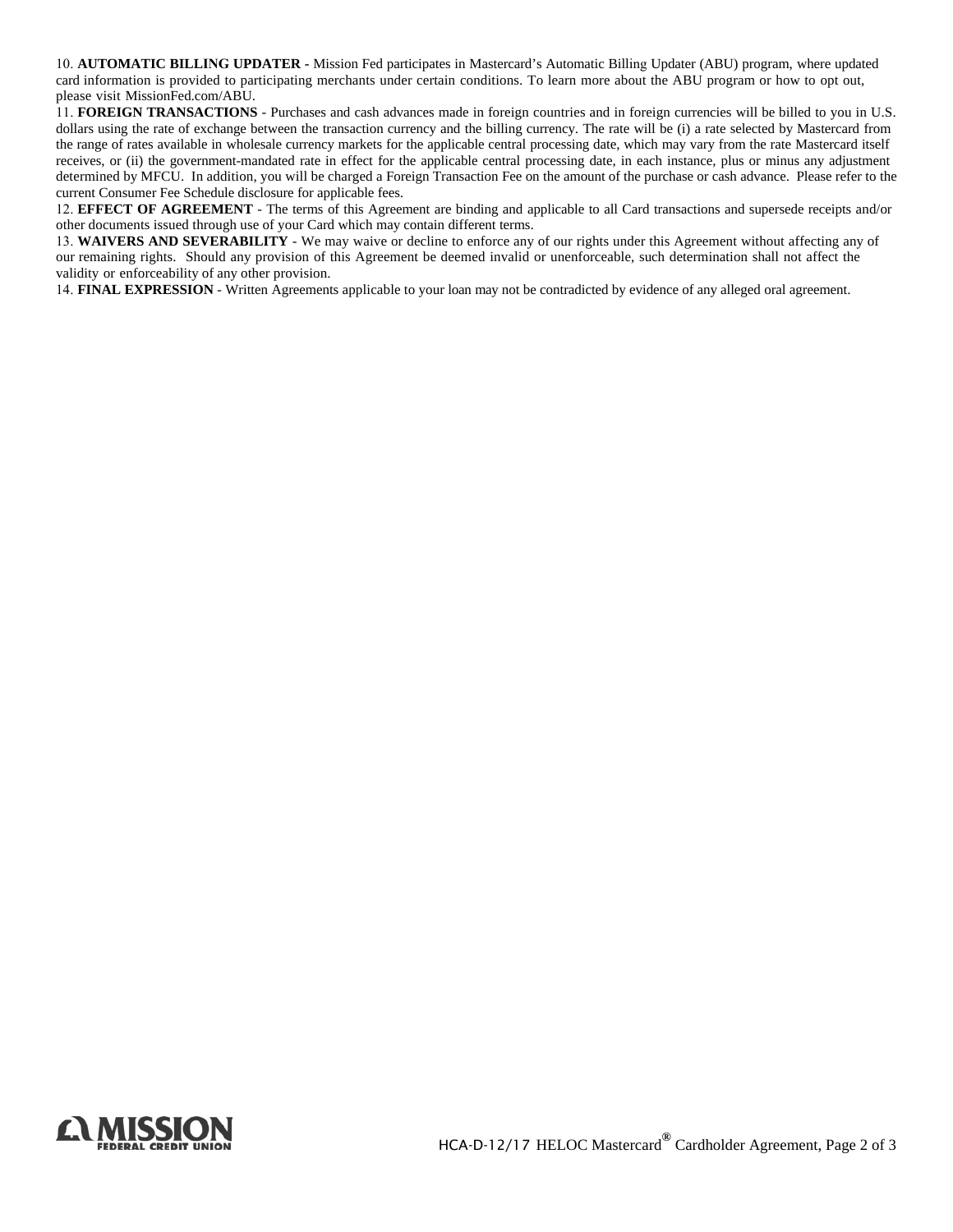10. **AUTOMATIC BILLING UPDATER** - Mission Fed participates in Mastercard's Automatic Billing Updater (ABU) program, where updated card information is provided to participating merchants under certain conditions. To learn more about the ABU program or how to opt out, please visit MissionFed.com/ABU.

11. **FOREIGN TRANSACTIONS** - Purchases and cash advances made in foreign countries and in foreign currencies will be billed to you in U.S. dollars using the rate of exchange between the transaction currency and the billing currency. The rate will be (i) a rate selected by Mastercard from the range of rates available in wholesale currency markets for the applicable central processing date, which may vary from the rate Mastercard itself receives, or (ii) the government-mandated rate in effect for the applicable central processing date, in each instance, plus or minus any adjustment determined by MFCU. In addition, you will be charged a Foreign Transaction Fee on the amount of the purchase or cash advance. Please refer to the current Consumer Fee Schedule disclosure for applicable fees.

12. **EFFECT OF AGREEMENT** - The terms of this Agreement are binding and applicable to all Card transactions and supersede receipts and/or other documents issued through use of your Card which may contain different terms.

13. **WAIVERS AND SEVERABILITY** - We may waive or decline to enforce any of our rights under this Agreement without affecting any of our remaining rights. Should any provision of this Agreement be deemed invalid or unenforceable, such determination shall not affect the validity or enforceability of any other provision.

14. **FINAL EXPRESSION** - Written Agreements applicable to your loan may not be contradicted by evidence of any alleged oral agreement.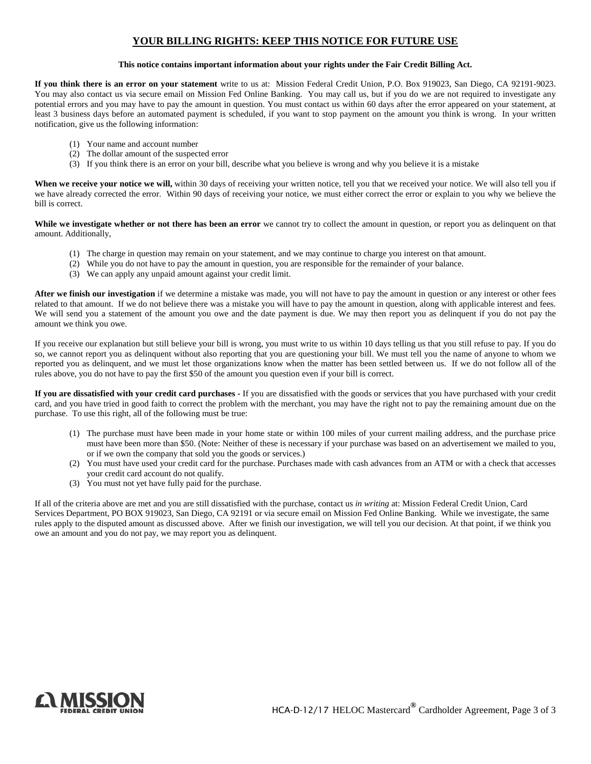## YOUR BILLING RIGHTS: KEEP THIS NOTICE FOR FUTURE USE

**This notice contains important information about your rights under the Fair Credit Billing Act.**

**If you think there is an error on your statement** write to us at: Mission Federal Credit Union, P.O. Box 919023, San Diego, CA 92191-9023. You may also contact us via secure email on Mission Fed Online Banking. You may call us, but if you do we are not required to investigate any potential errors and you may have to pay the amount in question. You must contact us within 60 days after the error appeared on your statement, at least 3 business days before an automated payment is scheduled, if you want to stop payment on the amount you think is wrong. In your written notification, give us the following information:

(1) Your name and account number
(2) The dollar amount of the suspected error
(3) If you think there is an error on your bill, describe what you believe is wrong and why you believe it is a mistake

**When we receive your notice we will,** within 30 days of receiving your written notice, tell you that we received your notice. We will also tell you if we have already corrected the error. Within 90 days of receiving your notice, we must either correct the error or explain to you why we believe the bill is correct.

**While we investigate whether or not there has been an error** we cannot try to collect the amount in question, or report you as delinquent on that amount. Additionally,

(1) The charge in question may remain on your statement, and we may continue to charge you interest on that amount.
(2) While you do not have to pay the amount in question, you are responsible for the remainder of your balance.
(3) We can apply any unpaid amount against your credit limit.

**After we finish our investigation** if we determine a mistake was made, you will not have to pay the amount in question or any interest or other fees related to that amount. If we do not believe there was a mistake you will have to pay the amount in question, along with applicable interest and fees. We will send you a statement of the amount you owe and the date payment is due. We may then report you as delinquent if you do not pay the amount we think you owe.

If you receive our explanation but still believe your bill is wrong, you must write to us within 10 days telling us that you still refuse to pay. If you do so, we cannot report you as delinquent without also reporting that you are questioning your bill. We must tell you the name of anyone to whom we reported you as delinquent, and we must let those organizations know when the matter has been settled between us. If we do not follow all of the rules above, you do not have to pay the first $50 of the amount you question even if your bill is correct.

**If you are dissatisfied with your credit card purchases -** If you are dissatisfied with the goods or services that you have purchased with your credit card, and you have tried in good faith to correct the problem with the merchant, you may have the right not to pay the remaining amount due on the purchase. To use this right, all of the following must be true:

(1) The purchase must have been made in your home state or within 100 miles of your current mailing address, and the purchase price must have been more than $50. (Note: Neither of these is necessary if your purchase was based on an advertisement we mailed to you, or if we own the company that sold you the goods or services.)
(2) You must have used your credit card for the purchase. Purchases made with cash advances from an ATM or with a check that accesses your credit card account do not qualify.
(3) You must not yet have fully paid for the purchase.

If all of the criteria above are met and you are still dissatisfied with the purchase, contact us *in writing* at: Mission Federal Credit Union, Card Services Department, PO BOX 919023, San Diego, CA 92191 or via secure email on Mission Fed Online Banking. While we investigate, the same rules apply to the disputed amount as discussed above. After we finish our investigation, we will tell you our decision. At that point, if we think you owe an amount and you do not pay, we may report you as delinquent.

MISSION FEDERAL CREDIT UNION

HCA-D-12/17 HELOC Mastercard® Cardholder Agreement